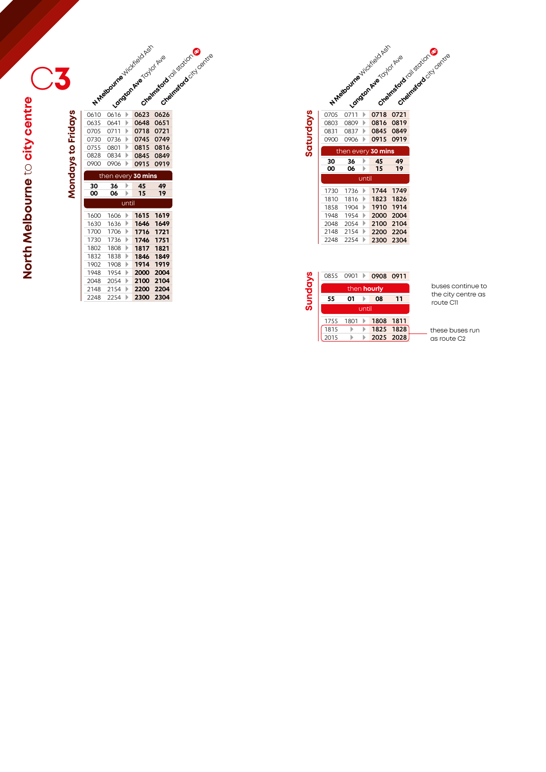# C3

## North Melbourne to city centre

### Mondays to Fridays

| N Melbourne Wickfield Ash | Langton Ave Taylor Ave | Chelmsford rail station | Chelmsford city centre |
|---|---|---|---|
| 0610 | 0616 | **0623** | **0626** |
| 0635 | 0641 | **0648** | **0651** |
| 0705 | 0711 | **0718** | **0721** |
| 0730 | 0736 | **0745** | **0749** |
| 0755 | 0801 | **0815** | **0816** |
| 0828 | 0834 | **0845** | **0849** |
| 0900 | 0906 | **0915** | **0919** |
| then every **30 mins** | | | |
| **30** | **36** | **45** | **49** |
| **00** | **06** | **15** | **19** |
| until | | | |
| 1600 | 1606 | **1615** | **1619** |
| 1630 | 1636 | **1646** | **1649** |
| 1700 | 1706 | **1716** | **1721** |
| 1730 | 1736 | **1746** | **1751** |
| 1802 | 1808 | **1817** | **1821** |
| 1832 | 1838 | **1846** | **1849** |
| 1902 | 1908 | **1914** | **1919** |
| 1948 | 1954 | **2000** | **2004** |
| 2048 | 2054 | **2100** | **2104** |
| 2148 | 2154 | **2200** | **2204** |
| 2248 | 2254 | **2300** | **2304** |

### Saturdays

| N Melbourne Wickfield Ash | Langton Ave Taylor Ave | Chelmsford rail station | Chelmsford city centre |
|---|---|---|---|
| 0705 | 0711 | **0718** | **0721** |
| 0803 | 0809 | **0816** | **0819** |
| 0831 | 0837 | **0845** | **0849** |
| 0900 | 0906 | **0915** | **0919** |
| then every **30 mins** | | | |
| **30** | **36** | **45** | **49** |
| **00** | **06** | **15** | **19** |
| until | | | |
| 1730 | 1736 | **1744** | **1749** |
| 1810 | 1816 | **1823** | **1826** |
| 1858 | 1904 | **1910** | **1914** |
| 1948 | 1954 | **2000** | **2004** |
| 2048 | 2054 | **2100** | **2104** |
| 2148 | 2154 | **2200** | **2204** |
| 2248 | 2254 | **2300** | **2304** |

### Sundays

| N Melbourne Wickfield Ash | Langton Ave Taylor Ave | Chelmsford rail station | Chelmsford city centre |
|---|---|---|---|
| 0855 | 0901 | **0908** | **0911** |
| then **hourly** | | | |
| **55** | **01** | **08** | **11** |
| until | | | |
| 1755 | 1801 | **1808** | **1811** |
| 1815 | | **1825** | **1828** |
| 2015 | | **2025** | **2028** |

buses continue to the city centre as route C11

these buses run as route C2 (1815 and 2015 departures)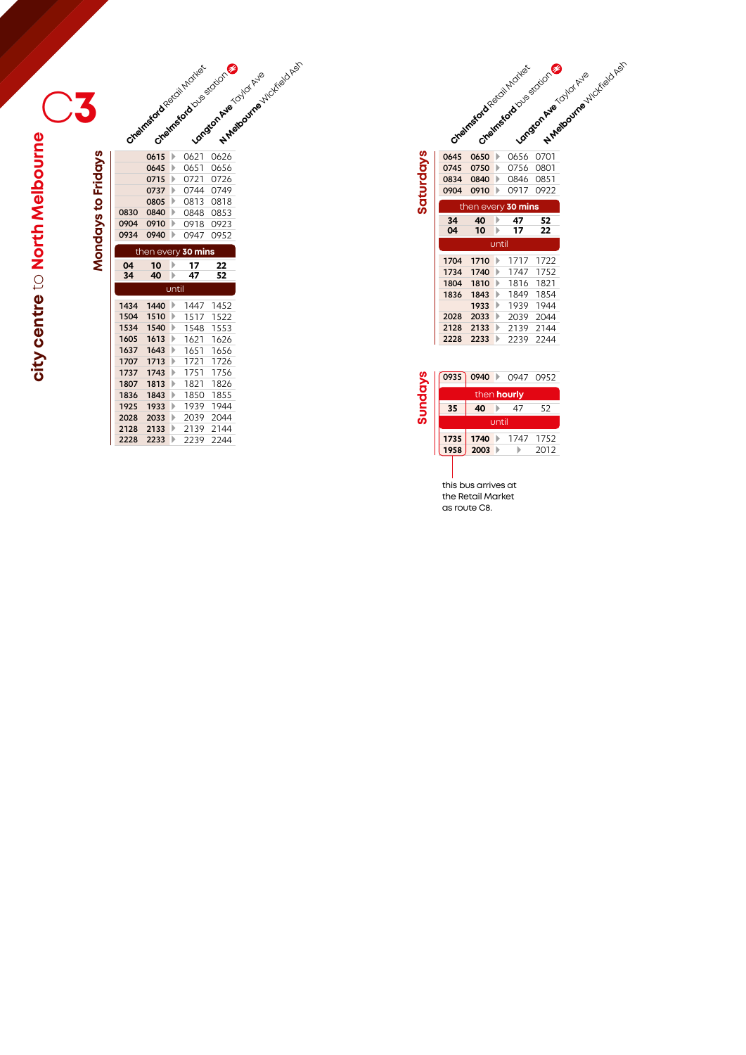# C3

## city centre to North Melbourne

### Mondays to Fridays

| Chelmsford Retail Market | Chelmsford bus station | Langton Ave Taylor Ave | N Melbourne Wickfield Ash |
|---|---|---|---|
| | 0615 | 0621 | 0626 |
| | 0645 | 0651 | 0656 |
| | 0715 | 0721 | 0726 |
| | 0737 | 0744 | 0749 |
| | 0805 | 0813 | 0818 |
| 0830 | 0840 | 0848 | 0853 |
| 0904 | 0910 | 0918 | 0923 |
| 0934 | 0940 | 0947 | 0952 |
| then every **30 mins** | | | |
| 04 | 10 | 17 | 22 |
| 34 | 40 | 47 | 52 |
| until | | | |
| 1434 | 1440 | 1447 | 1452 |
| 1504 | 1510 | 1517 | 1522 |
| 1534 | 1540 | 1548 | 1553 |
| 1605 | 1613 | 1621 | 1626 |
| 1637 | 1643 | 1651 | 1656 |
| 1707 | 1713 | 1721 | 1726 |
| 1737 | 1743 | 1751 | 1756 |
| 1807 | 1813 | 1821 | 1826 |
| 1836 | 1843 | 1850 | 1855 |
| 1925 | 1933 | 1939 | 1944 |
| 2028 | 2033 | 2039 | 2044 |
| 2128 | 2133 | 2139 | 2144 |
| 2228 | 2233 | 2239 | 2244 |

### Saturdays

| Chelmsford Retail Market | Chelmsford bus station | Langton Ave Taylor Ave | N Melbourne Wickfield Ash |
|---|---|---|---|
| 0645 | 0650 | 0656 | 0701 |
| 0745 | 0750 | 0756 | 0801 |
| 0834 | 0840 | 0846 | 0851 |
| 0904 | 0910 | 0917 | 0922 |
| then every **30 mins** | | | |
| 34 | 40 | 47 | 52 |
| 04 | 10 | 17 | 22 |
| until | | | |
| 1704 | 1710 | 1717 | 1722 |
| 1734 | 1740 | 1747 | 1752 |
| 1804 | 1810 | 1816 | 1821 |
| 1836 | 1843 | 1849 | 1854 |
| | 1933 | 1939 | 1944 |
| 2028 | 2033 | 2039 | 2044 |
| 2128 | 2133 | 2139 | 2144 |
| 2228 | 2233 | 2239 | 2244 |

### Sundays

| Chelmsford Retail Market | Chelmsford bus station | Langton Ave Taylor Ave | N Melbourne Wickfield Ash |
|---|---|---|---|
| 0935 | 0940 | 0947 | 0952 |
| then **hourly** | | | |
| 35 | 40 | 47 | 52 |
| until | | | |
| 1735 | 1740 | 1747 | 1752 |
| 1958 | 2003 | | 2012 |

this bus arrives at the Retail Market as route C8.